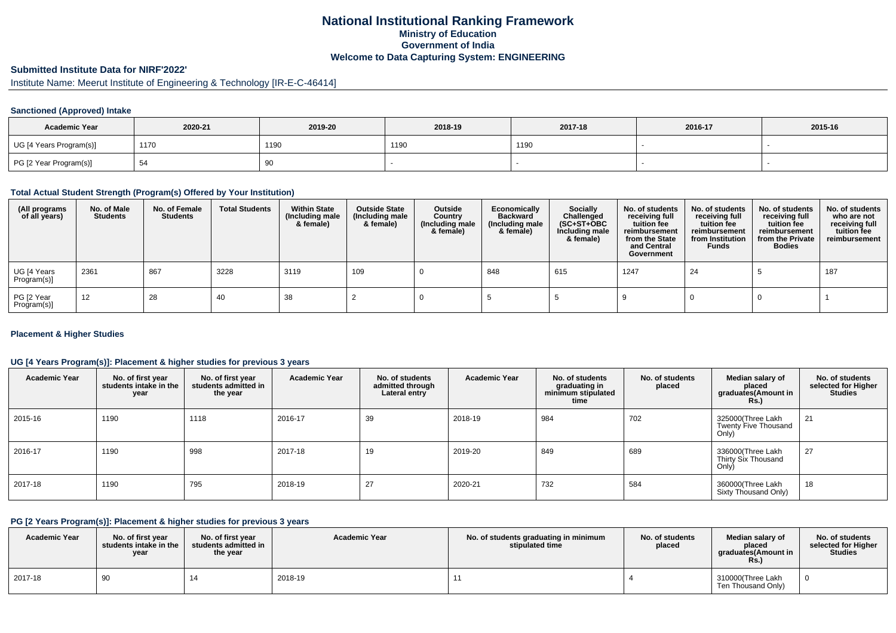# National Institutional Ranking Framework

## Ministry of Education

## Government of India

## Welcome to Data Capturing System: ENGINEERING

### Submitted Institute Data for NIRF'2022'

Institute Name: Meerut Institute of Engineering & Technology [IR-E-C-46414]

#### Sanctioned (Approved) Intake

| Academic Year | 2020-21 | 2019-20 | 2018-19 | 2017-18 | 2016-17 | 2015-16 |
|---|---|---|---|---|---|---|
| UG [4 Years Program(s)] | 1170 | 1190 | 1190 | 1190 | - | - |
| PG [2 Year Program(s)] | 54 | 90 | - | - | - | - |

#### Total Actual Student Strength (Program(s) Offered by Your Institution)

| (All programs of all years) | No. of Male Students | No. of Female Students | Total Students | Within State (Including male & female) | Outside State (Including male & female) | Outside Country (Including male & female) | Economically Backward (Including male & female) | Socially Challenged (SC+ST+OBC Including male & female) | No. of students receiving full tuition fee reimbursement from the State and Central Government | No. of students receiving full tuition fee reimbursement from Institution Funds | No. of students receiving full tuition fee reimbursement from the Private Bodies | No. of students who are not receiving full tuition fee reimbursement |
|---|---|---|---|---|---|---|---|---|---|---|---|---|
| UG [4 Years Program(s)] | 2361 | 867 | 3228 | 3119 | 109 | 0 | 848 | 615 | 1247 | 24 | 5 | 187 |
| PG [2 Year Program(s)] | 12 | 28 | 40 | 38 | 2 | 0 | 5 | 5 | 9 | 0 | 0 | 1 |

#### Placement & Higher Studies

#### UG [4 Years Program(s)]: Placement & higher studies for previous 3 years

| Academic Year | No. of first year students intake in the year | No. of first year students admitted in the year | Academic Year | No. of students admitted through Lateral entry | Academic Year | No. of students graduating in minimum stipulated time | No. of students placed | Median salary of placed graduates(Amount in Rs.) | No. of students selected for Higher Studies |
|---|---|---|---|---|---|---|---|---|---|
| 2015-16 | 1190 | 1118 | 2016-17 | 39 | 2018-19 | 984 | 702 | 325000(Three Lakh Twenty Five Thousand Only) | 21 |
| 2016-17 | 1190 | 998 | 2017-18 | 19 | 2019-20 | 849 | 689 | 336000(Three Lakh Thirty Six Thousand Only) | 27 |
| 2017-18 | 1190 | 795 | 2018-19 | 27 | 2020-21 | 732 | 584 | 360000(Three Lakh Sixty Thousand Only) | 18 |

#### PG [2 Years Program(s)]: Placement & higher studies for previous 3 years

| Academic Year | No. of first year students intake in the year | No. of first year students admitted in the year | Academic Year | No. of students graduating in minimum stipulated time | No. of students placed | Median salary of placed graduates(Amount in Rs.) | No. of students selected for Higher Studies |
|---|---|---|---|---|---|---|---|
| 2017-18 | 90 | 14 | 2018-19 | 11 | 4 | 310000(Three Lakh Ten Thousand Only) | 0 |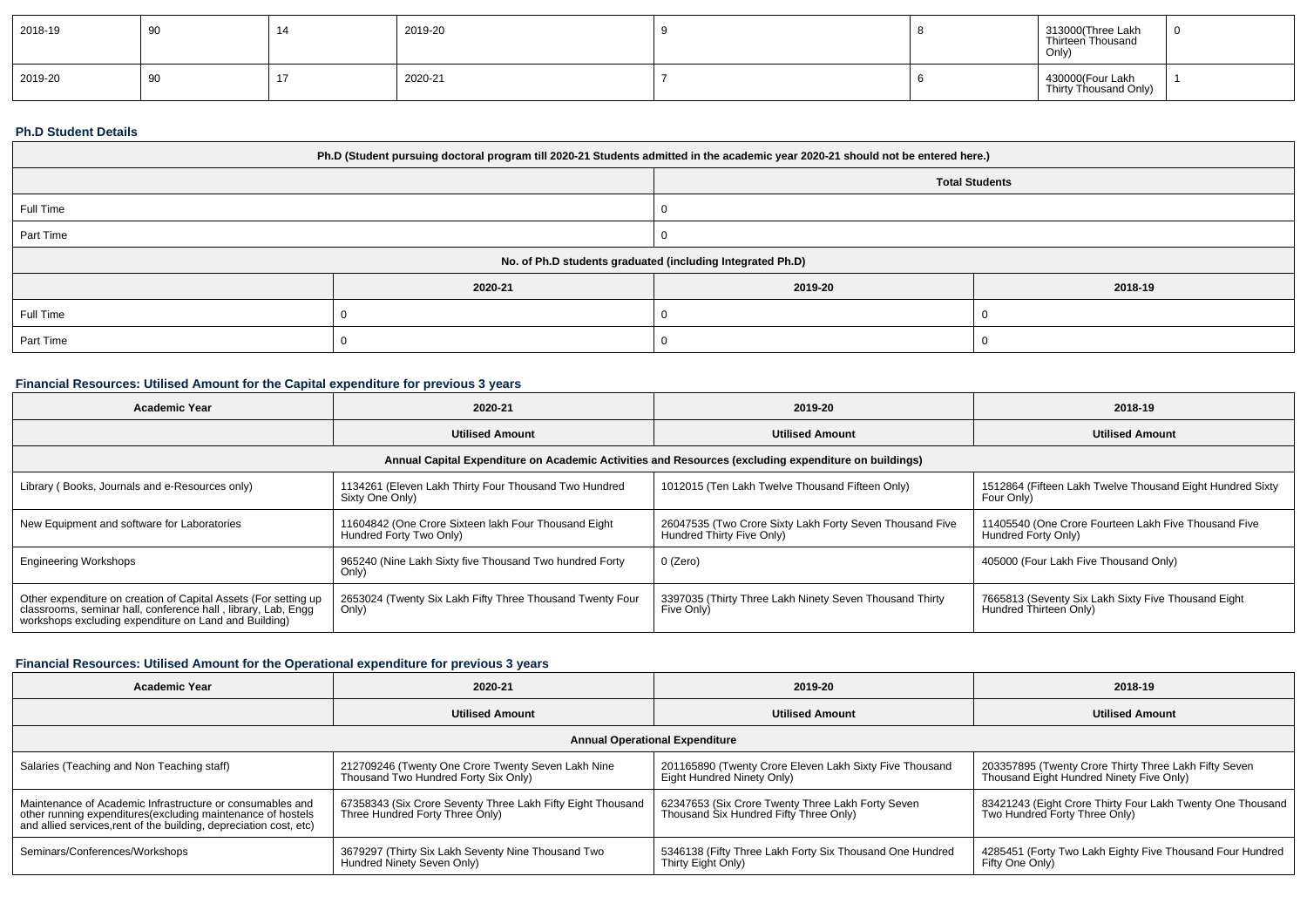| 2018-19 | 90 | 14 | 2019-20 | 9 | 8 | 313000(Three Lakh Thirteen Thousand Only) | 0 |
|---|---|---|---|---|---|---|---|
| 2019-20 | 90 | 17 | 2020-21 | 7 | 6 | 430000(Four Lakh Thirty Thousand Only) | 1 |

### Ph.D Student Details

| Ph.D (Student pursuing doctoral program till 2020-21 Students admitted in the academic year 2020-21 should not be entered here.) | | |
|---|---|---|
| | Total Students | |
| Full Time | 0 | |
| Part Time | 0 | |
| No. of Ph.D students graduated (including Integrated Ph.D) | | |
| | 2020-21 | 2019-20 | 2018-19 |
| Full Time | 0 | 0 | 0 |
| Part Time | 0 | 0 | 0 |

### Financial Resources: Utilised Amount for the Capital expenditure for previous 3 years

| Academic Year | 2020-21 | 2019-20 | 2018-19 |
|---|---|---|---|
| | Utilised Amount | Utilised Amount | Utilised Amount |
| Annual Capital Expenditure on Academic Activities and Resources (excluding expenditure on buildings) | | | |
| Library ( Books, Journals and e-Resources only) | 1134261 (Eleven Lakh Thirty Four Thousand Two Hundred Sixty One Only) | 1012015 (Ten Lakh Twelve Thousand Fifteen Only) | 1512864 (Fifteen Lakh Twelve Thousand Eight Hundred Sixty Four Only) |
| New Equipment and software for Laboratories | 11604842 (One Crore Sixteen lakh Four Thousand Eight Hundred Forty Two Only) | 26047535 (Two Crore Sixty Lakh Forty Seven Thousand Five Hundred Thirty Five Only) | 11405540 (One Crore Fourteen Lakh Five Thousand Five Hundred Forty Only) |
| Engineering Workshops | 965240 (Nine Lakh Sixty five Thousand Two hundred Forty Only) | 0 (Zero) | 405000 (Four Lakh Five Thousand Only) |
| Other expenditure on creation of Capital Assets (For setting up classrooms, seminar hall, conference hall , library, Lab, Engg workshops excluding expenditure on Land and Building) | 2653024 (Twenty Six Lakh Fifty Three Thousand Twenty Four Only) | 3397035 (Thirty Three Lakh Ninety Seven Thousand Thirty Five Only) | 7665813 (Seventy Six Lakh Sixty Five Thousand Eight Hundred Thirteen Only) |

### Financial Resources: Utilised Amount for the Operational expenditure for previous 3 years

| Academic Year | 2020-21 | 2019-20 | 2018-19 |
|---|---|---|---|
| | Utilised Amount | Utilised Amount | Utilised Amount |
| Annual Operational Expenditure | | | |
| Salaries (Teaching and Non Teaching staff) | 212709246 (Twenty One Crore Twenty Seven Lakh Nine Thousand Two Hundred Forty Six Only) | 201165890 (Twenty Crore Eleven Lakh Sixty Five Thousand Eight Hundred Ninety Only) | 203357895 (Twenty Crore Thirty Three Lakh Fifty Seven Thousand Eight Hundred Ninety Five Only) |
| Maintenance of Academic Infrastructure or consumables and other running expenditures(excluding maintenance of hostels and allied services,rent of the building, depreciation cost, etc) | 67358343 (Six Crore Seventy Three Lakh Fifty Eight Thousand Three Hundred Forty Three Only) | 62347653 (Six Crore Twenty Three Lakh Forty Seven Thousand Six Hundred Fifty Three Only) | 83421243 (Eight Crore Thirty Four Lakh Twenty One Thousand Two Hundred Forty Three Only) |
| Seminars/Conferences/Workshops | 3679297 (Thirty Six Lakh Seventy Nine Thousand Two Hundred Ninety Seven Only) | 5346138 (Fifty Three Lakh Forty Six Thousand One Hundred Thirty Eight Only) | 4285451 (Forty Two Lakh Eighty Five Thousand Four Hundred Fifty One Only) |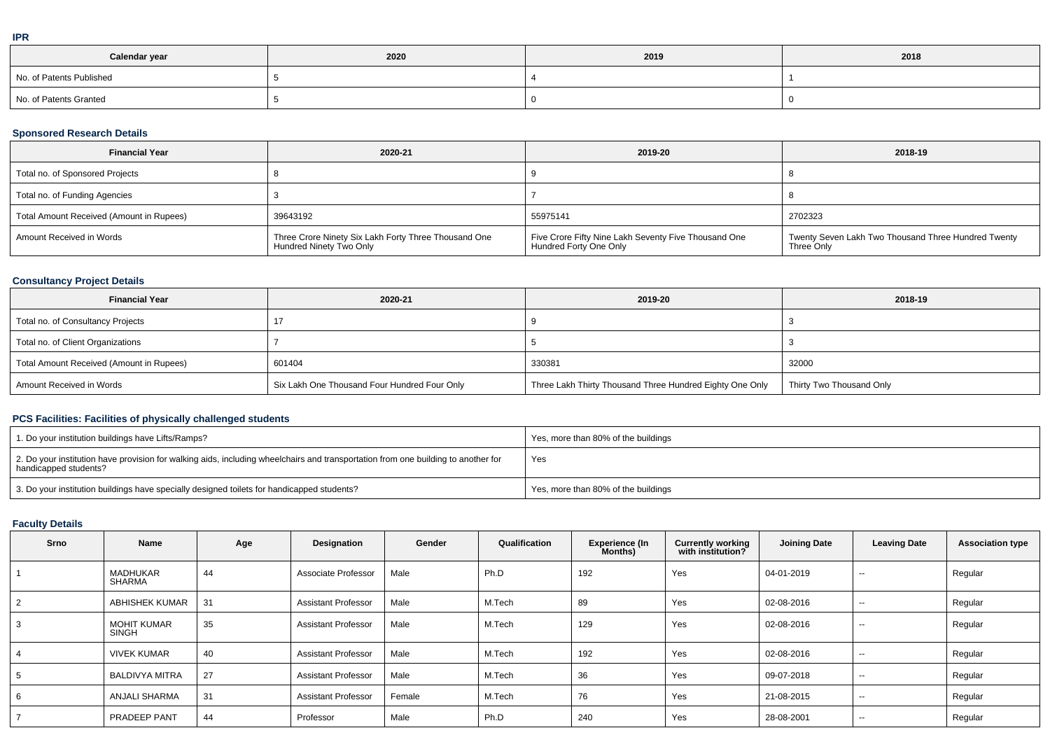### IPR

| Calendar year | 2020 | 2019 | 2018 |
|---|---|---|---|
| No. of Patents Published | 5 | 4 | 1 |
| No. of Patents Granted | 5 | 0 | 0 |

### Sponsored Research Details

| Financial Year | 2020-21 | 2019-20 | 2018-19 |
|---|---|---|---|
| Total no. of Sponsored Projects | 8 | 9 | 8 |
| Total no. of Funding Agencies | 3 | 7 | 8 |
| Total Amount Received (Amount in Rupees) | 39643192 | 55975141 | 2702323 |
| Amount Received in Words | Three Crore Ninety Six Lakh Forty Three Thousand One Hundred Ninety Two Only | Five Crore Fifty Nine Lakh Seventy Five Thousand One Hundred Forty One Only | Twenty Seven Lakh Two Thousand Three Hundred Twenty Three Only |

### Consultancy Project Details

| Financial Year | 2020-21 | 2019-20 | 2018-19 |
|---|---|---|---|
| Total no. of Consultancy Projects | 17 | 9 | 3 |
| Total no. of Client Organizations | 7 | 5 | 3 |
| Total Amount Received (Amount in Rupees) | 601404 | 330381 | 32000 |
| Amount Received in Words | Six Lakh One Thousand Four Hundred Four Only | Three Lakh Thirty Thousand Three Hundred Eighty One Only | Thirty Two Thousand Only |

### PCS Facilities: Facilities of physically challenged students

| | |
|---|---|
| 1. Do your institution buildings have Lifts/Ramps? | Yes, more than 80% of the buildings |
| 2. Do your institution have provision for walking aids, including wheelchairs and transportation from one building to another for handicapped students? | Yes |
| 3. Do your institution buildings have specially designed toilets for handicapped students? | Yes, more than 80% of the buildings |

### Faculty Details

| Srno | Name | Age | Designation | Gender | Qualification | Experience (In Months) | Currently working with institution? | Joining Date | Leaving Date | Association type |
|---|---|---|---|---|---|---|---|---|---|---|
| 1 | MADHUKAR SHARMA | 44 | Associate Professor | Male | Ph.D | 192 | Yes | 04-01-2019 | -- | Regular |
| 2 | ABHISHEK KUMAR | 31 | Assistant Professor | Male | M.Tech | 89 | Yes | 02-08-2016 | -- | Regular |
| 3 | MOHIT KUMAR SINGH | 35 | Assistant Professor | Male | M.Tech | 129 | Yes | 02-08-2016 | -- | Regular |
| 4 | VIVEK KUMAR | 40 | Assistant Professor | Male | M.Tech | 192 | Yes | 02-08-2016 | -- | Regular |
| 5 | BALDIVYA MITRA | 27 | Assistant Professor | Male | M.Tech | 36 | Yes | 09-07-2018 | -- | Regular |
| 6 | ANJALI SHARMA | 31 | Assistant Professor | Female | M.Tech | 76 | Yes | 21-08-2015 | -- | Regular |
| 7 | PRADEEP PANT | 44 | Professor | Male | Ph.D | 240 | Yes | 28-08-2001 | -- | Regular |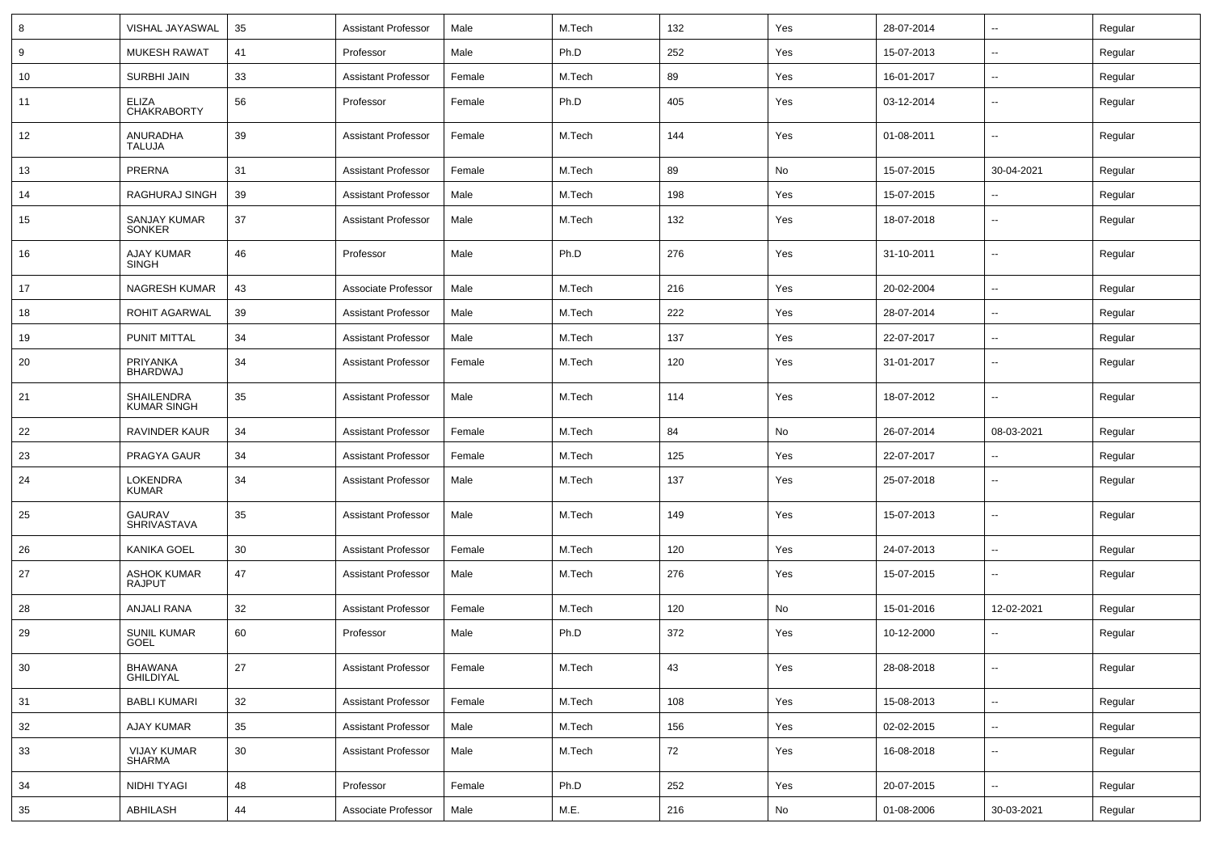| 8 | VISHAL JAYASWAL | 35 | Assistant Professor | Male | M.Tech | 132 | Yes | 28-07-2014 | -- | Regular |
|---|---|---|---|---|---|---|---|---|---|---|
| 9 | MUKESH RAWAT | 41 | Professor | Male | Ph.D | 252 | Yes | 15-07-2013 | -- | Regular |
| 10 | SURBHI JAIN | 33 | Assistant Professor | Female | M.Tech | 89 | Yes | 16-01-2017 | -- | Regular |
| 11 | ELIZA CHAKRABORTY | 56 | Professor | Female | Ph.D | 405 | Yes | 03-12-2014 | -- | Regular |
| 12 | ANURADHA TALUJA | 39 | Assistant Professor | Female | M.Tech | 144 | Yes | 01-08-2011 | -- | Regular |
| 13 | PRERNA | 31 | Assistant Professor | Female | M.Tech | 89 | No | 15-07-2015 | 30-04-2021 | Regular |
| 14 | RAGHURAJ SINGH | 39 | Assistant Professor | Male | M.Tech | 198 | Yes | 15-07-2015 | -- | Regular |
| 15 | SANJAY KUMAR SONKER | 37 | Assistant Professor | Male | M.Tech | 132 | Yes | 18-07-2018 | -- | Regular |
| 16 | AJAY KUMAR SINGH | 46 | Professor | Male | Ph.D | 276 | Yes | 31-10-2011 | -- | Regular |
| 17 | NAGRESH KUMAR | 43 | Associate Professor | Male | M.Tech | 216 | Yes | 20-02-2004 | -- | Regular |
| 18 | ROHIT AGARWAL | 39 | Assistant Professor | Male | M.Tech | 222 | Yes | 28-07-2014 | -- | Regular |
| 19 | PUNIT MITTAL | 34 | Assistant Professor | Male | M.Tech | 137 | Yes | 22-07-2017 | -- | Regular |
| 20 | PRIYANKA BHARDWAJ | 34 | Assistant Professor | Female | M.Tech | 120 | Yes | 31-01-2017 | -- | Regular |
| 21 | SHAILENDRA KUMAR SINGH | 35 | Assistant Professor | Male | M.Tech | 114 | Yes | 18-07-2012 | -- | Regular |
| 22 | RAVINDER KAUR | 34 | Assistant Professor | Female | M.Tech | 84 | No | 26-07-2014 | 08-03-2021 | Regular |
| 23 | PRAGYA GAUR | 34 | Assistant Professor | Female | M.Tech | 125 | Yes | 22-07-2017 | -- | Regular |
| 24 | LOKENDRA KUMAR | 34 | Assistant Professor | Male | M.Tech | 137 | Yes | 25-07-2018 | -- | Regular |
| 25 | GAURAV SHRIVASTAVA | 35 | Assistant Professor | Male | M.Tech | 149 | Yes | 15-07-2013 | -- | Regular |
| 26 | KANIKA GOEL | 30 | Assistant Professor | Female | M.Tech | 120 | Yes | 24-07-2013 | -- | Regular |
| 27 | ASHOK KUMAR RAJPUT | 47 | Assistant Professor | Male | M.Tech | 276 | Yes | 15-07-2015 | -- | Regular |
| 28 | ANJALI RANA | 32 | Assistant Professor | Female | M.Tech | 120 | No | 15-01-2016 | 12-02-2021 | Regular |
| 29 | SUNIL KUMAR GOEL | 60 | Professor | Male | Ph.D | 372 | Yes | 10-12-2000 | -- | Regular |
| 30 | BHAWANA GHILDIYAL | 27 | Assistant Professor | Female | M.Tech | 43 | Yes | 28-08-2018 | -- | Regular |
| 31 | BABLI KUMARI | 32 | Assistant Professor | Female | M.Tech | 108 | Yes | 15-08-2013 | -- | Regular |
| 32 | AJAY KUMAR | 35 | Assistant Professor | Male | M.Tech | 156 | Yes | 02-02-2015 | -- | Regular |
| 33 | VIJAY KUMAR SHARMA | 30 | Assistant Professor | Male | M.Tech | 72 | Yes | 16-08-2018 | -- | Regular |
| 34 | NIDHI TYAGI | 48 | Professor | Female | Ph.D | 252 | Yes | 20-07-2015 | -- | Regular |
| 35 | ABHILASH | 44 | Associate Professor | Male | M.E. | 216 | No | 01-08-2006 | 30-03-2021 | Regular |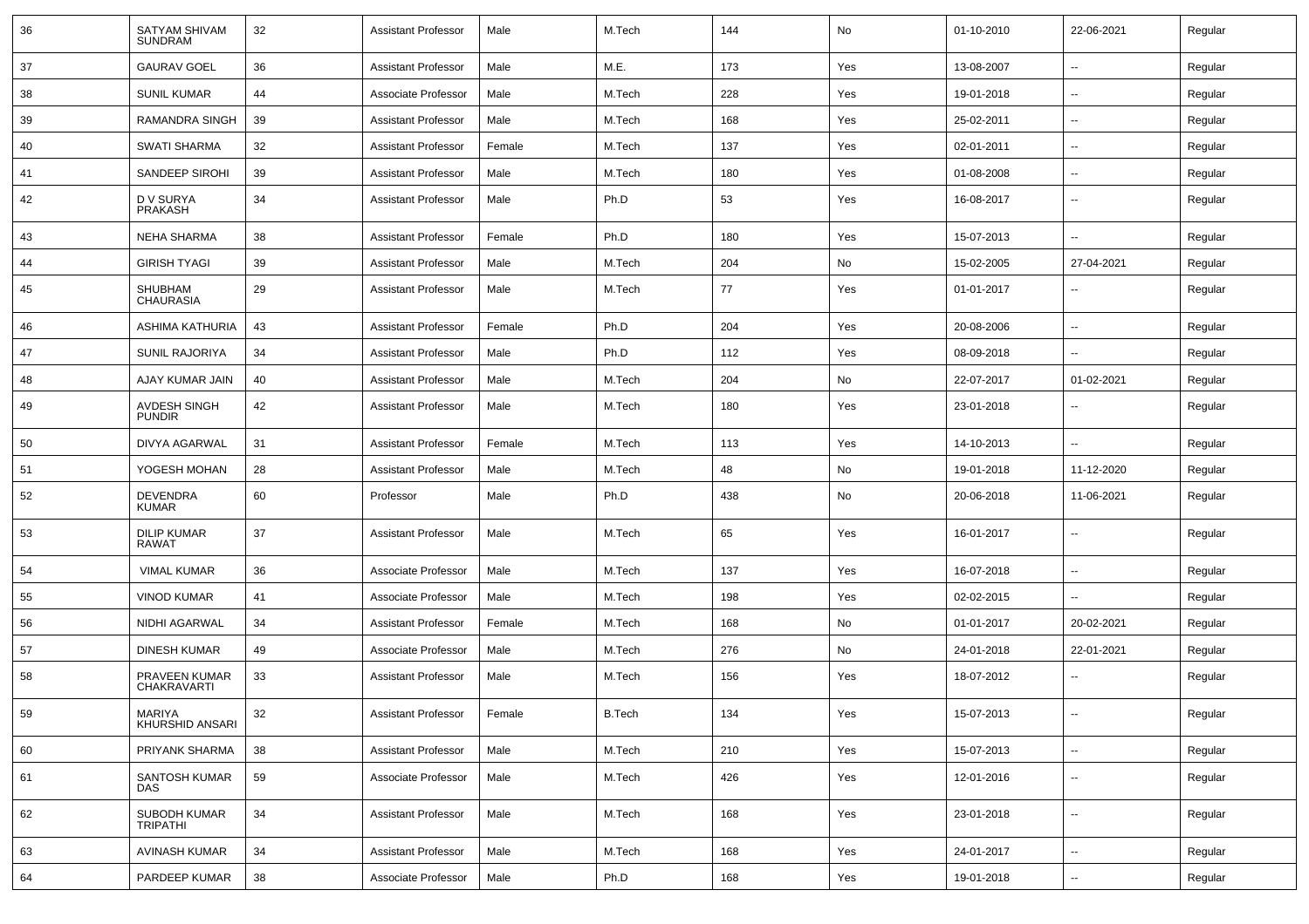| 36 | SATYAM SHIVAM SUNDRAM | 32 | Assistant Professor | Male | M.Tech | 144 | No | 01-10-2010 | 22-06-2021 | Regular |
|---|---|---|---|---|---|---|---|---|---|---|
| 37 | GAURAV GOEL | 36 | Assistant Professor | Male | M.E. | 173 | Yes | 13-08-2007 | -- | Regular |
| 38 | SUNIL KUMAR | 44 | Associate Professor | Male | M.Tech | 228 | Yes | 19-01-2018 | -- | Regular |
| 39 | RAMANDRA SINGH | 39 | Assistant Professor | Male | M.Tech | 168 | Yes | 25-02-2011 | -- | Regular |
| 40 | SWATI SHARMA | 32 | Assistant Professor | Female | M.Tech | 137 | Yes | 02-01-2011 | -- | Regular |
| 41 | SANDEEP SIROHI | 39 | Assistant Professor | Male | M.Tech | 180 | Yes | 01-08-2008 | -- | Regular |
| 42 | D V SURYA PRAKASH | 34 | Assistant Professor | Male | Ph.D | 53 | Yes | 16-08-2017 | -- | Regular |
| 43 | NEHA SHARMA | 38 | Assistant Professor | Female | Ph.D | 180 | Yes | 15-07-2013 | -- | Regular |
| 44 | GIRISH TYAGI | 39 | Assistant Professor | Male | M.Tech | 204 | No | 15-02-2005 | 27-04-2021 | Regular |
| 45 | SHUBHAM CHAURASIA | 29 | Assistant Professor | Male | M.Tech | 77 | Yes | 01-01-2017 | -- | Regular |
| 46 | ASHIMA KATHURIA | 43 | Assistant Professor | Female | Ph.D | 204 | Yes | 20-08-2006 | -- | Regular |
| 47 | SUNIL RAJORIYA | 34 | Assistant Professor | Male | Ph.D | 112 | Yes | 08-09-2018 | -- | Regular |
| 48 | AJAY KUMAR JAIN | 40 | Assistant Professor | Male | M.Tech | 204 | No | 22-07-2017 | 01-02-2021 | Regular |
| 49 | AVDESH SINGH PUNDIR | 42 | Assistant Professor | Male | M.Tech | 180 | Yes | 23-01-2018 | -- | Regular |
| 50 | DIVYA AGARWAL | 31 | Assistant Professor | Female | M.Tech | 113 | Yes | 14-10-2013 | -- | Regular |
| 51 | YOGESH MOHAN | 28 | Assistant Professor | Male | M.Tech | 48 | No | 19-01-2018 | 11-12-2020 | Regular |
| 52 | DEVENDRA KUMAR | 60 | Professor | Male | Ph.D | 438 | No | 20-06-2018 | 11-06-2021 | Regular |
| 53 | DILIP KUMAR RAWAT | 37 | Assistant Professor | Male | M.Tech | 65 | Yes | 16-01-2017 | -- | Regular |
| 54 | VIMAL KUMAR | 36 | Associate Professor | Male | M.Tech | 137 | Yes | 16-07-2018 | -- | Regular |
| 55 | VINOD KUMAR | 41 | Associate Professor | Male | M.Tech | 198 | Yes | 02-02-2015 | -- | Regular |
| 56 | NIDHI AGARWAL | 34 | Assistant Professor | Female | M.Tech | 168 | No | 01-01-2017 | 20-02-2021 | Regular |
| 57 | DINESH KUMAR | 49 | Associate Professor | Male | M.Tech | 276 | No | 24-01-2018 | 22-01-2021 | Regular |
| 58 | PRAVEEN KUMAR CHAKRAVARTI | 33 | Assistant Professor | Male | M.Tech | 156 | Yes | 18-07-2012 | -- | Regular |
| 59 | MARIYA KHURSHID ANSARI | 32 | Assistant Professor | Female | B.Tech | 134 | Yes | 15-07-2013 | -- | Regular |
| 60 | PRIYANK SHARMA | 38 | Assistant Professor | Male | M.Tech | 210 | Yes | 15-07-2013 | -- | Regular |
| 61 | SANTOSH KUMAR DAS | 59 | Associate Professor | Male | M.Tech | 426 | Yes | 12-01-2016 | -- | Regular |
| 62 | SUBODH KUMAR TRIPATHI | 34 | Assistant Professor | Male | M.Tech | 168 | Yes | 23-01-2018 | -- | Regular |
| 63 | AVINASH KUMAR | 34 | Assistant Professor | Male | M.Tech | 168 | Yes | 24-01-2017 | -- | Regular |
| 64 | PARDEEP KUMAR | 38 | Associate Professor | Male | Ph.D | 168 | Yes | 19-01-2018 | -- | Regular |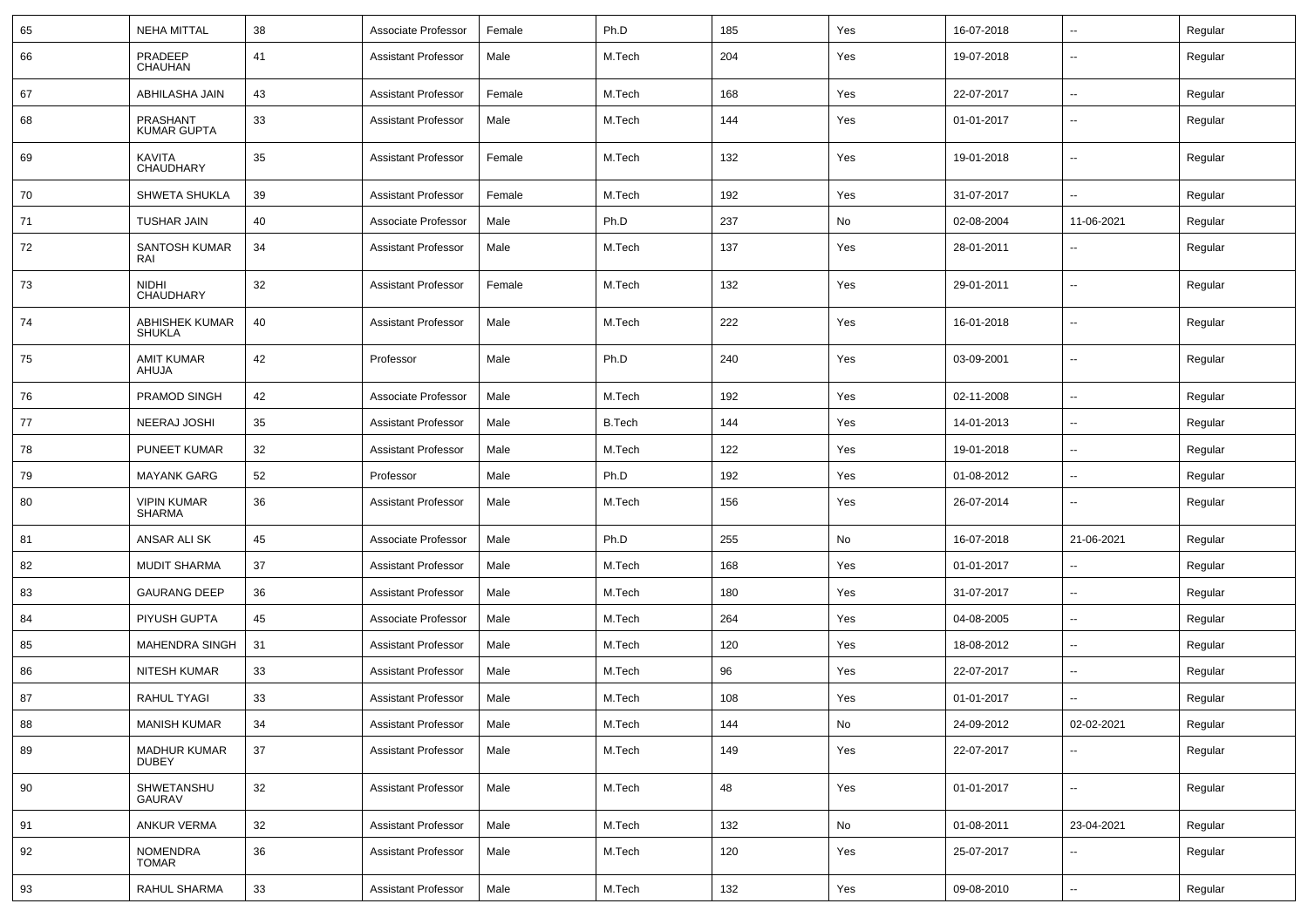| | | | | | | | | | | |
|---|---|---|---|---|---|---|---|---|---|---|
| 65 | NEHA MITTAL | 38 | Associate Professor | Female | Ph.D | 185 | Yes | 16-07-2018 | -- | Regular |
| 66 | PRADEEP CHAUHAN | 41 | Assistant Professor | Male | M.Tech | 204 | Yes | 19-07-2018 | -- | Regular |
| 67 | ABHILASHA JAIN | 43 | Assistant Professor | Female | M.Tech | 168 | Yes | 22-07-2017 | -- | Regular |
| 68 | PRASHANT KUMAR GUPTA | 33 | Assistant Professor | Male | M.Tech | 144 | Yes | 01-01-2017 | -- | Regular |
| 69 | KAVITA CHAUDHARY | 35 | Assistant Professor | Female | M.Tech | 132 | Yes | 19-01-2018 | -- | Regular |
| 70 | SHWETA SHUKLA | 39 | Assistant Professor | Female | M.Tech | 192 | Yes | 31-07-2017 | -- | Regular |
| 71 | TUSHAR JAIN | 40 | Associate Professor | Male | Ph.D | 237 | No | 02-08-2004 | 11-06-2021 | Regular |
| 72 | SANTOSH KUMAR RAI | 34 | Assistant Professor | Male | M.Tech | 137 | Yes | 28-01-2011 | -- | Regular |
| 73 | NIDHI CHAUDHARY | 32 | Assistant Professor | Female | M.Tech | 132 | Yes | 29-01-2011 | -- | Regular |
| 74 | ABHISHEK KUMAR SHUKLA | 40 | Assistant Professor | Male | M.Tech | 222 | Yes | 16-01-2018 | -- | Regular |
| 75 | AMIT KUMAR AHUJA | 42 | Professor | Male | Ph.D | 240 | Yes | 03-09-2001 | -- | Regular |
| 76 | PRAMOD SINGH | 42 | Associate Professor | Male | M.Tech | 192 | Yes | 02-11-2008 | -- | Regular |
| 77 | NEERAJ JOSHI | 35 | Assistant Professor | Male | B.Tech | 144 | Yes | 14-01-2013 | -- | Regular |
| 78 | PUNEET KUMAR | 32 | Assistant Professor | Male | M.Tech | 122 | Yes | 19-01-2018 | -- | Regular |
| 79 | MAYANK GARG | 52 | Professor | Male | Ph.D | 192 | Yes | 01-08-2012 | -- | Regular |
| 80 | VIPIN KUMAR SHARMA | 36 | Assistant Professor | Male | M.Tech | 156 | Yes | 26-07-2014 | -- | Regular |
| 81 | ANSAR ALI SK | 45 | Associate Professor | Male | Ph.D | 255 | No | 16-07-2018 | 21-06-2021 | Regular |
| 82 | MUDIT SHARMA | 37 | Assistant Professor | Male | M.Tech | 168 | Yes | 01-01-2017 | -- | Regular |
| 83 | GAURANG DEEP | 36 | Assistant Professor | Male | M.Tech | 180 | Yes | 31-07-2017 | -- | Regular |
| 84 | PIYUSH GUPTA | 45 | Associate Professor | Male | M.Tech | 264 | Yes | 04-08-2005 | -- | Regular |
| 85 | MAHENDRA SINGH | 31 | Assistant Professor | Male | M.Tech | 120 | Yes | 18-08-2012 | -- | Regular |
| 86 | NITESH KUMAR | 33 | Assistant Professor | Male | M.Tech | 96 | Yes | 22-07-2017 | -- | Regular |
| 87 | RAHUL TYAGI | 33 | Assistant Professor | Male | M.Tech | 108 | Yes | 01-01-2017 | -- | Regular |
| 88 | MANISH KUMAR | 34 | Assistant Professor | Male | M.Tech | 144 | No | 24-09-2012 | 02-02-2021 | Regular |
| 89 | MADHUR KUMAR DUBEY | 37 | Assistant Professor | Male | M.Tech | 149 | Yes | 22-07-2017 | -- | Regular |
| 90 | SHWETANSHU GAURAV | 32 | Assistant Professor | Male | M.Tech | 48 | Yes | 01-01-2017 | -- | Regular |
| 91 | ANKUR VERMA | 32 | Assistant Professor | Male | M.Tech | 132 | No | 01-08-2011 | 23-04-2021 | Regular |
| 92 | NOMENDRA TOMAR | 36 | Assistant Professor | Male | M.Tech | 120 | Yes | 25-07-2017 | -- | Regular |
| 93 | RAHUL SHARMA | 33 | Assistant Professor | Male | M.Tech | 132 | Yes | 09-08-2010 | -- | Regular |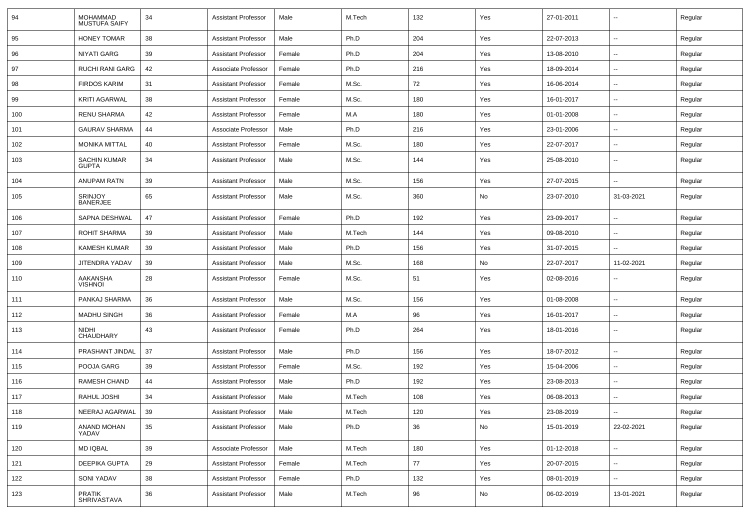| 94 | MOHAMMAD MUSTUFA SAIFY | 34 | Assistant Professor | Male | M.Tech | 132 | Yes | 27-01-2011 | -- | Regular |
|---|---|---|---|---|---|---|---|---|---|---|
| 95 | HONEY TOMAR | 38 | Assistant Professor | Male | Ph.D | 204 | Yes | 22-07-2013 | -- | Regular |
| 96 | NIYATI GARG | 39 | Assistant Professor | Female | Ph.D | 204 | Yes | 13-08-2010 | -- | Regular |
| 97 | RUCHI RANI GARG | 42 | Associate Professor | Female | Ph.D | 216 | Yes | 18-09-2014 | -- | Regular |
| 98 | FIRDOS KARIM | 31 | Assistant Professor | Female | M.Sc. | 72 | Yes | 16-06-2014 | -- | Regular |
| 99 | KRITI AGARWAL | 38 | Assistant Professor | Female | M.Sc. | 180 | Yes | 16-01-2017 | -- | Regular |
| 100 | RENU SHARMA | 42 | Assistant Professor | Female | M.A | 180 | Yes | 01-01-2008 | -- | Regular |
| 101 | GAURAV SHARMA | 44 | Associate Professor | Male | Ph.D | 216 | Yes | 23-01-2006 | -- | Regular |
| 102 | MONIKA MITTAL | 40 | Assistant Professor | Female | M.Sc. | 180 | Yes | 22-07-2017 | -- | Regular |
| 103 | SACHIN KUMAR GUPTA | 34 | Assistant Professor | Male | M.Sc. | 144 | Yes | 25-08-2010 | -- | Regular |
| 104 | ANUPAM RATN | 39 | Assistant Professor | Male | M.Sc. | 156 | Yes | 27-07-2015 | -- | Regular |
| 105 | SRINJOY BANERJEE | 65 | Assistant Professor | Male | M.Sc. | 360 | No | 23-07-2010 | 31-03-2021 | Regular |
| 106 | SAPNA DESHWAL | 47 | Assistant Professor | Female | Ph.D | 192 | Yes | 23-09-2017 | -- | Regular |
| 107 | ROHIT SHARMA | 39 | Assistant Professor | Male | M.Tech | 144 | Yes | 09-08-2010 | -- | Regular |
| 108 | KAMESH KUMAR | 39 | Assistant Professor | Male | Ph.D | 156 | Yes | 31-07-2015 | -- | Regular |
| 109 | JITENDRA YADAV | 39 | Assistant Professor | Male | M.Sc. | 168 | No | 22-07-2017 | 11-02-2021 | Regular |
| 110 | AAKANSHA VISHNOI | 28 | Assistant Professor | Female | M.Sc. | 51 | Yes | 02-08-2016 | -- | Regular |
| 111 | PANKAJ SHARMA | 36 | Assistant Professor | Male | M.Sc. | 156 | Yes | 01-08-2008 | -- | Regular |
| 112 | MADHU SINGH | 36 | Assistant Professor | Female | M.A | 96 | Yes | 16-01-2017 | -- | Regular |
| 113 | NIDHI CHAUDHARY | 43 | Assistant Professor | Female | Ph.D | 264 | Yes | 18-01-2016 | -- | Regular |
| 114 | PRASHANT JINDAL | 37 | Assistant Professor | Male | Ph.D | 156 | Yes | 18-07-2012 | -- | Regular |
| 115 | POOJA GARG | 39 | Assistant Professor | Female | M.Sc. | 192 | Yes | 15-04-2006 | -- | Regular |
| 116 | RAMESH CHAND | 44 | Assistant Professor | Male | Ph.D | 192 | Yes | 23-08-2013 | -- | Regular |
| 117 | RAHUL JOSHI | 34 | Assistant Professor | Male | M.Tech | 108 | Yes | 06-08-2013 | -- | Regular |
| 118 | NEERAJ AGARWAL | 39 | Assistant Professor | Male | M.Tech | 120 | Yes | 23-08-2019 | -- | Regular |
| 119 | ANAND MOHAN YADAV | 35 | Assistant Professor | Male | Ph.D | 36 | No | 15-01-2019 | 22-02-2021 | Regular |
| 120 | MD IQBAL | 39 | Associate Professor | Male | M.Tech | 180 | Yes | 01-12-2018 | -- | Regular |
| 121 | DEEPIKA GUPTA | 29 | Assistant Professor | Female | M.Tech | 77 | Yes | 20-07-2015 | -- | Regular |
| 122 | SONI YADAV | 38 | Assistant Professor | Female | Ph.D | 132 | Yes | 08-01-2019 | -- | Regular |
| 123 | PRATIK SHRIVASTAVA | 36 | Assistant Professor | Male | M.Tech | 96 | No | 06-02-2019 | 13-01-2021 | Regular |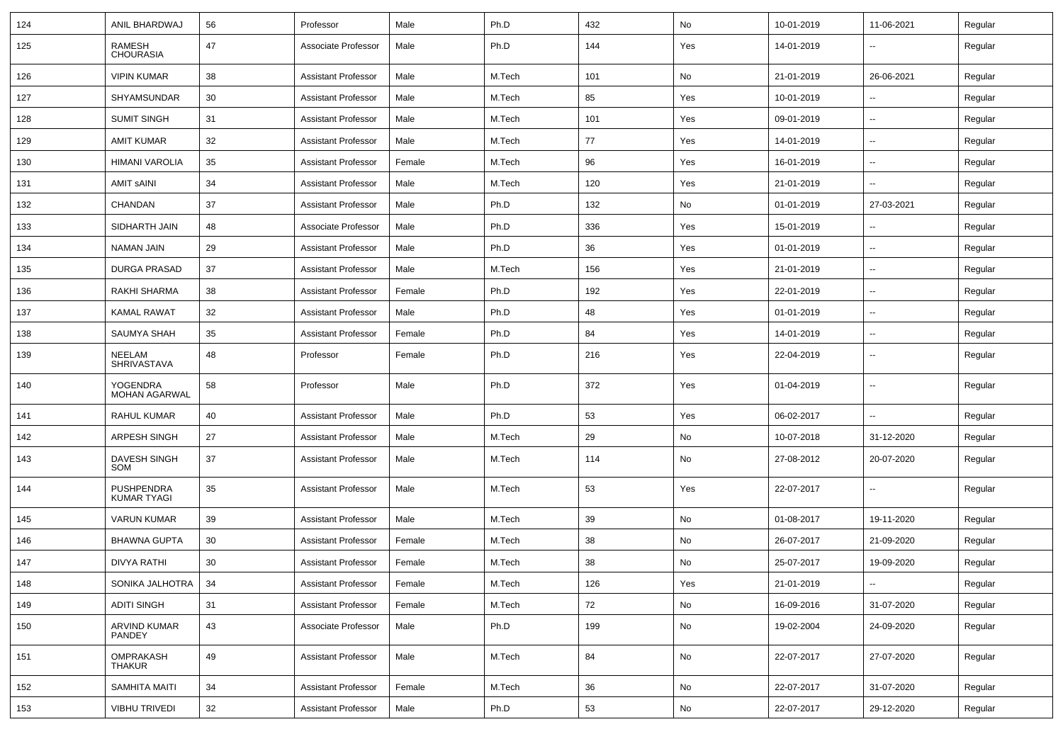| 124 | ANIL BHARDWAJ | 56 | Professor | Male | Ph.D | 432 | No | 10-01-2019 | 11-06-2021 | Regular |
|---|---|---|---|---|---|---|---|---|---|---|
| 125 | RAMESH CHOURASIA | 47 | Associate Professor | Male | Ph.D | 144 | Yes | 14-01-2019 | -- | Regular |
| 126 | VIPIN KUMAR | 38 | Assistant Professor | Male | M.Tech | 101 | No | 21-01-2019 | 26-06-2021 | Regular |
| 127 | SHYAMSUNDAR | 30 | Assistant Professor | Male | M.Tech | 85 | Yes | 10-01-2019 | -- | Regular |
| 128 | SUMIT SINGH | 31 | Assistant Professor | Male | M.Tech | 101 | Yes | 09-01-2019 | -- | Regular |
| 129 | AMIT KUMAR | 32 | Assistant Professor | Male | M.Tech | 77 | Yes | 14-01-2019 | -- | Regular |
| 130 | HIMANI VAROLIA | 35 | Assistant Professor | Female | M.Tech | 96 | Yes | 16-01-2019 | -- | Regular |
| 131 | AMIT sAINI | 34 | Assistant Professor | Male | M.Tech | 120 | Yes | 21-01-2019 | -- | Regular |
| 132 | CHANDAN | 37 | Assistant Professor | Male | Ph.D | 132 | No | 01-01-2019 | 27-03-2021 | Regular |
| 133 | SIDHARTH JAIN | 48 | Associate Professor | Male | Ph.D | 336 | Yes | 15-01-2019 | -- | Regular |
| 134 | NAMAN JAIN | 29 | Assistant Professor | Male | Ph.D | 36 | Yes | 01-01-2019 | -- | Regular |
| 135 | DURGA PRASAD | 37 | Assistant Professor | Male | M.Tech | 156 | Yes | 21-01-2019 | -- | Regular |
| 136 | RAKHI SHARMA | 38 | Assistant Professor | Female | Ph.D | 192 | Yes | 22-01-2019 | -- | Regular |
| 137 | KAMAL RAWAT | 32 | Assistant Professor | Male | Ph.D | 48 | Yes | 01-01-2019 | -- | Regular |
| 138 | SAUMYA SHAH | 35 | Assistant Professor | Female | Ph.D | 84 | Yes | 14-01-2019 | -- | Regular |
| 139 | NEELAM SHRIVASTAVA | 48 | Professor | Female | Ph.D | 216 | Yes | 22-04-2019 | -- | Regular |
| 140 | YOGENDRA MOHAN AGARWAL | 58 | Professor | Male | Ph.D | 372 | Yes | 01-04-2019 | -- | Regular |
| 141 | RAHUL KUMAR | 40 | Assistant Professor | Male | Ph.D | 53 | Yes | 06-02-2017 | -- | Regular |
| 142 | ARPESH SINGH | 27 | Assistant Professor | Male | M.Tech | 29 | No | 10-07-2018 | 31-12-2020 | Regular |
| 143 | DAVESH SINGH SOM | 37 | Assistant Professor | Male | M.Tech | 114 | No | 27-08-2012 | 20-07-2020 | Regular |
| 144 | PUSHPENDRA KUMAR TYAGI | 35 | Assistant Professor | Male | M.Tech | 53 | Yes | 22-07-2017 | -- | Regular |
| 145 | VARUN KUMAR | 39 | Assistant Professor | Male | M.Tech | 39 | No | 01-08-2017 | 19-11-2020 | Regular |
| 146 | BHAWNA GUPTA | 30 | Assistant Professor | Female | M.Tech | 38 | No | 26-07-2017 | 21-09-2020 | Regular |
| 147 | DIVYA RATHI | 30 | Assistant Professor | Female | M.Tech | 38 | No | 25-07-2017 | 19-09-2020 | Regular |
| 148 | SONIKA JALHOTRA | 34 | Assistant Professor | Female | M.Tech | 126 | Yes | 21-01-2019 | -- | Regular |
| 149 | ADITI SINGH | 31 | Assistant Professor | Female | M.Tech | 72 | No | 16-09-2016 | 31-07-2020 | Regular |
| 150 | ARVIND KUMAR PANDEY | 43 | Associate Professor | Male | Ph.D | 199 | No | 19-02-2004 | 24-09-2020 | Regular |
| 151 | OMPRAKASH THAKUR | 49 | Assistant Professor | Male | M.Tech | 84 | No | 22-07-2017 | 27-07-2020 | Regular |
| 152 | SAMHITA MAITI | 34 | Assistant Professor | Female | M.Tech | 36 | No | 22-07-2017 | 31-07-2020 | Regular |
| 153 | VIBHU TRIVEDI | 32 | Assistant Professor | Male | Ph.D | 53 | No | 22-07-2017 | 29-12-2020 | Regular |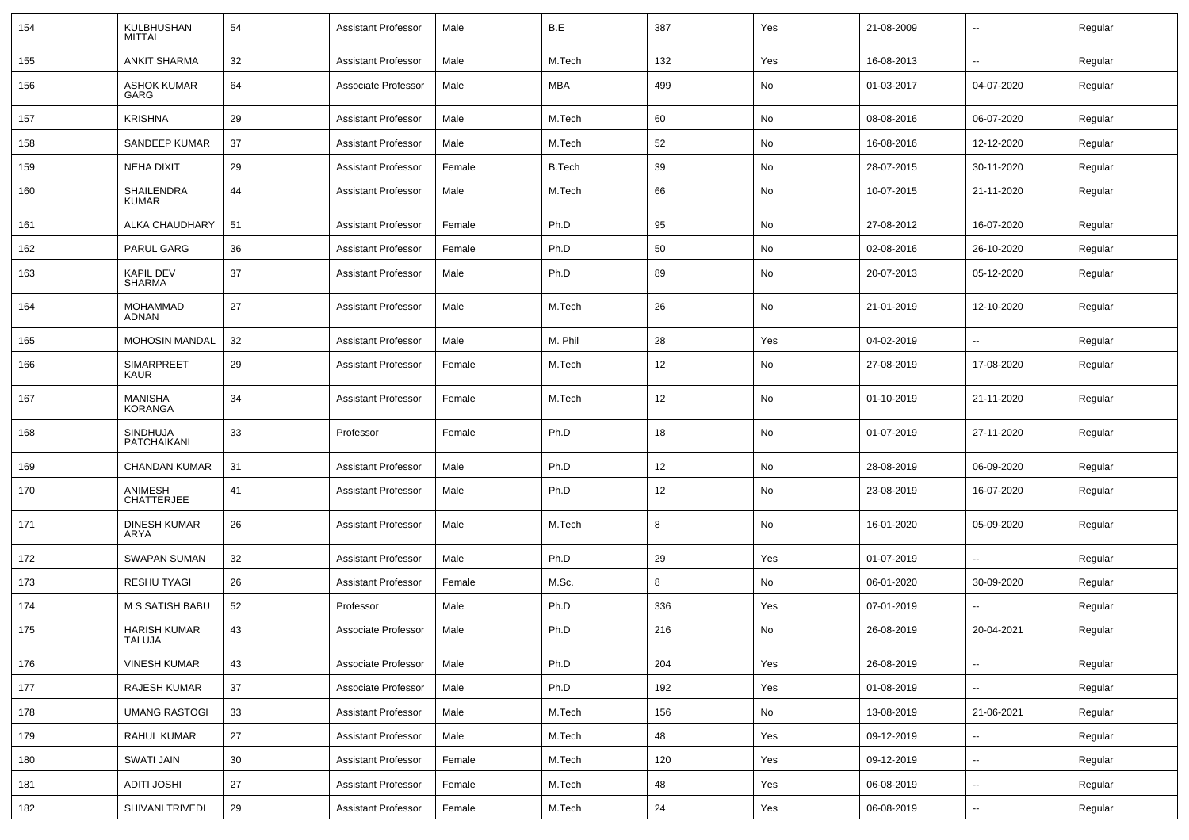| 154 | KULBHUSHAN MITTAL | 54 | Assistant Professor | Male | B.E | 387 | Yes | 21-08-2009 | -- | Regular |
|---|---|---|---|---|---|---|---|---|---|---|
| 155 | ANKIT SHARMA | 32 | Assistant Professor | Male | M.Tech | 132 | Yes | 16-08-2013 | -- | Regular |
| 156 | ASHOK KUMAR GARG | 64 | Associate Professor | Male | MBA | 499 | No | 01-03-2017 | 04-07-2020 | Regular |
| 157 | KRISHNA | 29 | Assistant Professor | Male | M.Tech | 60 | No | 08-08-2016 | 06-07-2020 | Regular |
| 158 | SANDEEP KUMAR | 37 | Assistant Professor | Male | M.Tech | 52 | No | 16-08-2016 | 12-12-2020 | Regular |
| 159 | NEHA DIXIT | 29 | Assistant Professor | Female | B.Tech | 39 | No | 28-07-2015 | 30-11-2020 | Regular |
| 160 | SHAILENDRA KUMAR | 44 | Assistant Professor | Male | M.Tech | 66 | No | 10-07-2015 | 21-11-2020 | Regular |
| 161 | ALKA CHAUDHARY | 51 | Assistant Professor | Female | Ph.D | 95 | No | 27-08-2012 | 16-07-2020 | Regular |
| 162 | PARUL GARG | 36 | Assistant Professor | Female | Ph.D | 50 | No | 02-08-2016 | 26-10-2020 | Regular |
| 163 | KAPIL DEV SHARMA | 37 | Assistant Professor | Male | Ph.D | 89 | No | 20-07-2013 | 05-12-2020 | Regular |
| 164 | MOHAMMAD ADNAN | 27 | Assistant Professor | Male | M.Tech | 26 | No | 21-01-2019 | 12-10-2020 | Regular |
| 165 | MOHOSIN MANDAL | 32 | Assistant Professor | Male | M. Phil | 28 | Yes | 04-02-2019 | -- | Regular |
| 166 | SIMARPREET KAUR | 29 | Assistant Professor | Female | M.Tech | 12 | No | 27-08-2019 | 17-08-2020 | Regular |
| 167 | MANISHA KORANGA | 34 | Assistant Professor | Female | M.Tech | 12 | No | 01-10-2019 | 21-11-2020 | Regular |
| 168 | SINDHUJA PATCHAIKANI | 33 | Professor | Female | Ph.D | 18 | No | 01-07-2019 | 27-11-2020 | Regular |
| 169 | CHANDAN KUMAR | 31 | Assistant Professor | Male | Ph.D | 12 | No | 28-08-2019 | 06-09-2020 | Regular |
| 170 | ANIMESH CHATTERJEE | 41 | Assistant Professor | Male | Ph.D | 12 | No | 23-08-2019 | 16-07-2020 | Regular |
| 171 | DINESH KUMAR ARYA | 26 | Assistant Professor | Male | M.Tech | 8 | No | 16-01-2020 | 05-09-2020 | Regular |
| 172 | SWAPAN SUMAN | 32 | Assistant Professor | Male | Ph.D | 29 | Yes | 01-07-2019 | -- | Regular |
| 173 | RESHU TYAGI | 26 | Assistant Professor | Female | M.Sc. | 8 | No | 06-01-2020 | 30-09-2020 | Regular |
| 174 | M S SATISH BABU | 52 | Professor | Male | Ph.D | 336 | Yes | 07-01-2019 | -- | Regular |
| 175 | HARISH KUMAR TALUJA | 43 | Associate Professor | Male | Ph.D | 216 | No | 26-08-2019 | 20-04-2021 | Regular |
| 176 | VINESH KUMAR | 43 | Associate Professor | Male | Ph.D | 204 | Yes | 26-08-2019 | -- | Regular |
| 177 | RAJESH KUMAR | 37 | Associate Professor | Male | Ph.D | 192 | Yes | 01-08-2019 | -- | Regular |
| 178 | UMANG RASTOGI | 33 | Assistant Professor | Male | M.Tech | 156 | No | 13-08-2019 | 21-06-2021 | Regular |
| 179 | RAHUL KUMAR | 27 | Assistant Professor | Male | M.Tech | 48 | Yes | 09-12-2019 | -- | Regular |
| 180 | SWATI JAIN | 30 | Assistant Professor | Female | M.Tech | 120 | Yes | 09-12-2019 | -- | Regular |
| 181 | ADITI JOSHI | 27 | Assistant Professor | Female | M.Tech | 48 | Yes | 06-08-2019 | -- | Regular |
| 182 | SHIVANI TRIVEDI | 29 | Assistant Professor | Female | M.Tech | 24 | Yes | 06-08-2019 | -- | Regular |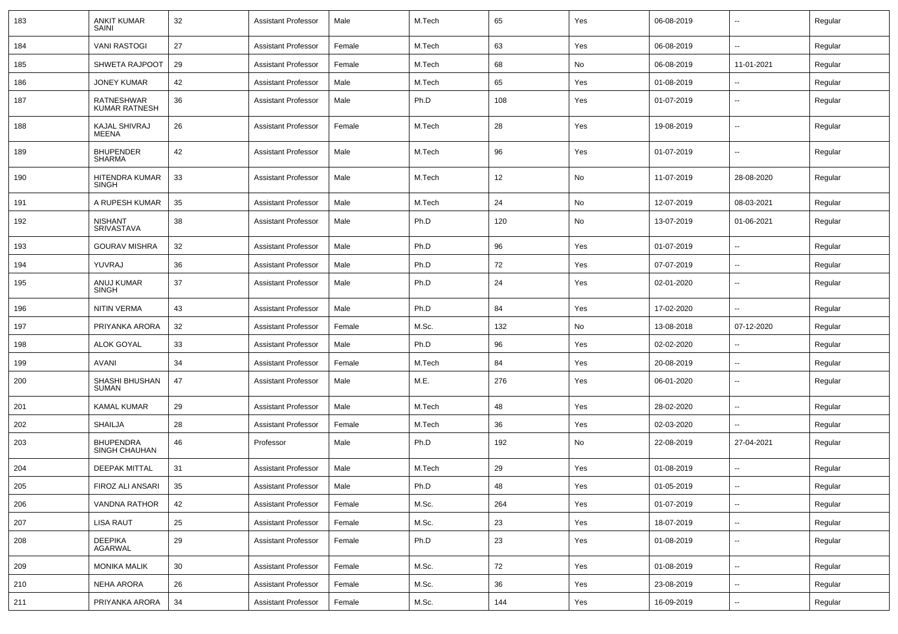| 183 | ANKIT KUMAR SAINI | 32 | Assistant Professor | Male | M.Tech | 65 | Yes | 06-08-2019 | -- | Regular |
|---|---|---|---|---|---|---|---|---|---|---|
| 184 | VANI RASTOGI | 27 | Assistant Professor | Female | M.Tech | 63 | Yes | 06-08-2019 | -- | Regular |
| 185 | SHWETA RAJPOOT | 29 | Assistant Professor | Female | M.Tech | 68 | No | 06-08-2019 | 11-01-2021 | Regular |
| 186 | JONEY KUMAR | 42 | Assistant Professor | Male | M.Tech | 65 | Yes | 01-08-2019 | -- | Regular |
| 187 | RATNESHWAR KUMAR RATNESH | 36 | Assistant Professor | Male | Ph.D | 108 | Yes | 01-07-2019 | -- | Regular |
| 188 | KAJAL SHIVRAJ MEENA | 26 | Assistant Professor | Female | M.Tech | 28 | Yes | 19-08-2019 | -- | Regular |
| 189 | BHUPENDER SHARMA | 42 | Assistant Professor | Male | M.Tech | 96 | Yes | 01-07-2019 | -- | Regular |
| 190 | HITENDRA KUMAR SINGH | 33 | Assistant Professor | Male | M.Tech | 12 | No | 11-07-2019 | 28-08-2020 | Regular |
| 191 | A RUPESH KUMAR | 35 | Assistant Professor | Male | M.Tech | 24 | No | 12-07-2019 | 08-03-2021 | Regular |
| 192 | NISHANT SRIVASTAVA | 38 | Assistant Professor | Male | Ph.D | 120 | No | 13-07-2019 | 01-06-2021 | Regular |
| 193 | GOURAV MISHRA | 32 | Assistant Professor | Male | Ph.D | 96 | Yes | 01-07-2019 | -- | Regular |
| 194 | YUVRAJ | 36 | Assistant Professor | Male | Ph.D | 72 | Yes | 07-07-2019 | -- | Regular |
| 195 | ANUJ KUMAR SINGH | 37 | Assistant Professor | Male | Ph.D | 24 | Yes | 02-01-2020 | -- | Regular |
| 196 | NITIN VERMA | 43 | Assistant Professor | Male | Ph.D | 84 | Yes | 17-02-2020 | -- | Regular |
| 197 | PRIYANKA ARORA | 32 | Assistant Professor | Female | M.Sc. | 132 | No | 13-08-2018 | 07-12-2020 | Regular |
| 198 | ALOK GOYAL | 33 | Assistant Professor | Male | Ph.D | 96 | Yes | 02-02-2020 | -- | Regular |
| 199 | AVANI | 34 | Assistant Professor | Female | M.Tech | 84 | Yes | 20-08-2019 | -- | Regular |
| 200 | SHASHI BHUSHAN SUMAN | 47 | Assistant Professor | Male | M.E. | 276 | Yes | 06-01-2020 | -- | Regular |
| 201 | KAMAL KUMAR | 29 | Assistant Professor | Male | M.Tech | 48 | Yes | 28-02-2020 | -- | Regular |
| 202 | SHAILJA | 28 | Assistant Professor | Female | M.Tech | 36 | Yes | 02-03-2020 | -- | Regular |
| 203 | BHUPENDRA SINGH CHAUHAN | 46 | Professor | Male | Ph.D | 192 | No | 22-08-2019 | 27-04-2021 | Regular |
| 204 | DEEPAK MITTAL | 31 | Assistant Professor | Male | M.Tech | 29 | Yes | 01-08-2019 | -- | Regular |
| 205 | FIROZ ALI ANSARI | 35 | Assistant Professor | Male | Ph.D | 48 | Yes | 01-05-2019 | -- | Regular |
| 206 | VANDNA RATHOR | 42 | Assistant Professor | Female | M.Sc. | 264 | Yes | 01-07-2019 | -- | Regular |
| 207 | LISA RAUT | 25 | Assistant Professor | Female | M.Sc. | 23 | Yes | 18-07-2019 | -- | Regular |
| 208 | DEEPIKA AGARWAL | 29 | Assistant Professor | Female | Ph.D | 23 | Yes | 01-08-2019 | -- | Regular |
| 209 | MONIKA MALIK | 30 | Assistant Professor | Female | M.Sc. | 72 | Yes | 01-08-2019 | -- | Regular |
| 210 | NEHA ARORA | 26 | Assistant Professor | Female | M.Sc. | 36 | Yes | 23-08-2019 | -- | Regular |
| 211 | PRIYANKA ARORA | 34 | Assistant Professor | Female | M.Sc. | 144 | Yes | 16-09-2019 | -- | Regular |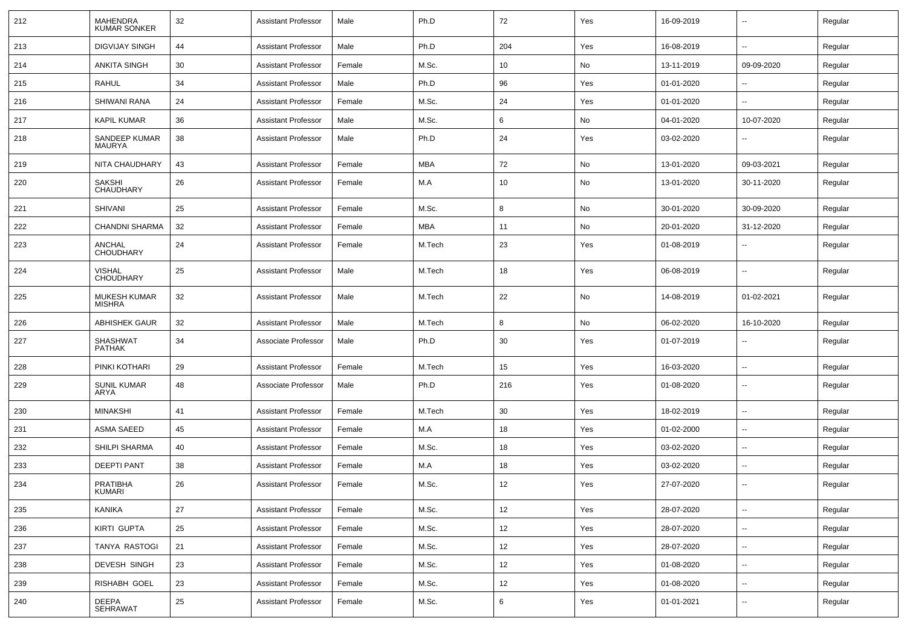| 212 | MAHENDRA KUMAR SONKER | 32 | Assistant Professor | Male | Ph.D | 72 | Yes | 16-09-2019 | -- | Regular |
|---|---|---|---|---|---|---|---|---|---|---|
| 213 | DIGVIJAY SINGH | 44 | Assistant Professor | Male | Ph.D | 204 | Yes | 16-08-2019 | -- | Regular |
| 214 | ANKITA SINGH | 30 | Assistant Professor | Female | M.Sc. | 10 | No | 13-11-2019 | 09-09-2020 | Regular |
| 215 | RAHUL | 34 | Assistant Professor | Male | Ph.D | 96 | Yes | 01-01-2020 | -- | Regular |
| 216 | SHIWANI RANA | 24 | Assistant Professor | Female | M.Sc. | 24 | Yes | 01-01-2020 | -- | Regular |
| 217 | KAPIL KUMAR | 36 | Assistant Professor | Male | M.Sc. | 6 | No | 04-01-2020 | 10-07-2020 | Regular |
| 218 | SANDEEP KUMAR MAURYA | 38 | Assistant Professor | Male | Ph.D | 24 | Yes | 03-02-2020 | -- | Regular |
| 219 | NITA CHAUDHARY | 43 | Assistant Professor | Female | MBA | 72 | No | 13-01-2020 | 09-03-2021 | Regular |
| 220 | SAKSHI CHAUDHARY | 26 | Assistant Professor | Female | M.A | 10 | No | 13-01-2020 | 30-11-2020 | Regular |
| 221 | SHIVANI | 25 | Assistant Professor | Female | M.Sc. | 8 | No | 30-01-2020 | 30-09-2020 | Regular |
| 222 | CHANDNI SHARMA | 32 | Assistant Professor | Female | MBA | 11 | No | 20-01-2020 | 31-12-2020 | Regular |
| 223 | ANCHAL CHOUDHARY | 24 | Assistant Professor | Female | M.Tech | 23 | Yes | 01-08-2019 | -- | Regular |
| 224 | VISHAL CHOUDHARY | 25 | Assistant Professor | Male | M.Tech | 18 | Yes | 06-08-2019 | -- | Regular |
| 225 | MUKESH KUMAR MISHRA | 32 | Assistant Professor | Male | M.Tech | 22 | No | 14-08-2019 | 01-02-2021 | Regular |
| 226 | ABHISHEK GAUR | 32 | Assistant Professor | Male | M.Tech | 8 | No | 06-02-2020 | 16-10-2020 | Regular |
| 227 | SHASHWAT PATHAK | 34 | Associate Professor | Male | Ph.D | 30 | Yes | 01-07-2019 | -- | Regular |
| 228 | PINKI KOTHARI | 29 | Assistant Professor | Female | M.Tech | 15 | Yes | 16-03-2020 | -- | Regular |
| 229 | SUNIL KUMAR ARYA | 48 | Associate Professor | Male | Ph.D | 216 | Yes | 01-08-2020 | -- | Regular |
| 230 | MINAKSHI | 41 | Assistant Professor | Female | M.Tech | 30 | Yes | 18-02-2019 | -- | Regular |
| 231 | ASMA SAEED | 45 | Assistant Professor | Female | M.A | 18 | Yes | 01-02-2000 | -- | Regular |
| 232 | SHILPI SHARMA | 40 | Assistant Professor | Female | M.Sc. | 18 | Yes | 03-02-2020 | -- | Regular |
| 233 | DEEPTI PANT | 38 | Assistant Professor | Female | M.A | 18 | Yes | 03-02-2020 | -- | Regular |
| 234 | PRATIBHA KUMARI | 26 | Assistant Professor | Female | M.Sc. | 12 | Yes | 27-07-2020 | -- | Regular |
| 235 | KANIKA | 27 | Assistant Professor | Female | M.Sc. | 12 | Yes | 28-07-2020 | -- | Regular |
| 236 | KIRTI GUPTA | 25 | Assistant Professor | Female | M.Sc. | 12 | Yes | 28-07-2020 | -- | Regular |
| 237 | TANYA RASTOGI | 21 | Assistant Professor | Female | M.Sc. | 12 | Yes | 28-07-2020 | -- | Regular |
| 238 | DEVESH SINGH | 23 | Assistant Professor | Female | M.Sc. | 12 | Yes | 01-08-2020 | -- | Regular |
| 239 | RISHABH GOEL | 23 | Assistant Professor | Female | M.Sc. | 12 | Yes | 01-08-2020 | -- | Regular |
| 240 | DEEPA SEHRAWAT | 25 | Assistant Professor | Female | M.Sc. | 6 | Yes | 01-01-2021 | -- | Regular |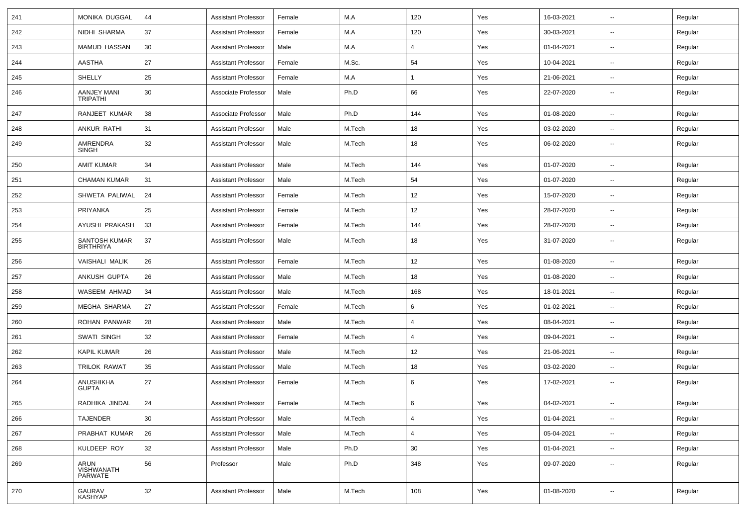| 241 | MONIKA DUGGAL | 44 | Assistant Professor | Female | M.A | 120 | Yes | 16-03-2021 | -- | Regular |
|---|---|---|---|---|---|---|---|---|---|---|
| 242 | NIDHI SHARMA | 37 | Assistant Professor | Female | M.A | 120 | Yes | 30-03-2021 | -- | Regular |
| 243 | MAMUD HASSAN | 30 | Assistant Professor | Male | M.A | 4 | Yes | 01-04-2021 | -- | Regular |
| 244 | AASTHA | 27 | Assistant Professor | Female | M.Sc. | 54 | Yes | 10-04-2021 | -- | Regular |
| 245 | SHELLY | 25 | Assistant Professor | Female | M.A | 1 | Yes | 21-06-2021 | -- | Regular |
| 246 | AANJEY MANI TRIPATHI | 30 | Associate Professor | Male | Ph.D | 66 | Yes | 22-07-2020 | -- | Regular |
| 247 | RANJEET KUMAR | 38 | Associate Professor | Male | Ph.D | 144 | Yes | 01-08-2020 | -- | Regular |
| 248 | ANKUR RATHI | 31 | Assistant Professor | Male | M.Tech | 18 | Yes | 03-02-2020 | -- | Regular |
| 249 | AMRENDRA SINGH | 32 | Assistant Professor | Male | M.Tech | 18 | Yes | 06-02-2020 | -- | Regular |
| 250 | AMIT KUMAR | 34 | Assistant Professor | Male | M.Tech | 144 | Yes | 01-07-2020 | -- | Regular |
| 251 | CHAMAN KUMAR | 31 | Assistant Professor | Male | M.Tech | 54 | Yes | 01-07-2020 | -- | Regular |
| 252 | SHWETA PALIWAL | 24 | Assistant Professor | Female | M.Tech | 12 | Yes | 15-07-2020 | -- | Regular |
| 253 | PRIYANKA | 25 | Assistant Professor | Female | M.Tech | 12 | Yes | 28-07-2020 | -- | Regular |
| 254 | AYUSHI PRAKASH | 33 | Assistant Professor | Female | M.Tech | 144 | Yes | 28-07-2020 | -- | Regular |
| 255 | SANTOSH KUMAR BIRTHRIYA | 37 | Assistant Professor | Male | M.Tech | 18 | Yes | 31-07-2020 | -- | Regular |
| 256 | VAISHALI MALIK | 26 | Assistant Professor | Female | M.Tech | 12 | Yes | 01-08-2020 | -- | Regular |
| 257 | ANKUSH GUPTA | 26 | Assistant Professor | Male | M.Tech | 18 | Yes | 01-08-2020 | -- | Regular |
| 258 | WASEEM AHMAD | 34 | Assistant Professor | Male | M.Tech | 168 | Yes | 18-01-2021 | -- | Regular |
| 259 | MEGHA SHARMA | 27 | Assistant Professor | Female | M.Tech | 6 | Yes | 01-02-2021 | -- | Regular |
| 260 | ROHAN PANWAR | 28 | Assistant Professor | Male | M.Tech | 4 | Yes | 08-04-2021 | -- | Regular |
| 261 | SWATI SINGH | 32 | Assistant Professor | Female | M.Tech | 4 | Yes | 09-04-2021 | -- | Regular |
| 262 | KAPIL KUMAR | 26 | Assistant Professor | Male | M.Tech | 12 | Yes | 21-06-2021 | -- | Regular |
| 263 | TRILOK RAWAT | 35 | Assistant Professor | Male | M.Tech | 18 | Yes | 03-02-2020 | -- | Regular |
| 264 | ANUSHIKHA GUPTA | 27 | Assistant Professor | Female | M.Tech | 6 | Yes | 17-02-2021 | -- | Regular |
| 265 | RADHIKA JINDAL | 24 | Assistant Professor | Female | M.Tech | 6 | Yes | 04-02-2021 | -- | Regular |
| 266 | TAJENDER | 30 | Assistant Professor | Male | M.Tech | 4 | Yes | 01-04-2021 | -- | Regular |
| 267 | PRABHAT KUMAR | 26 | Assistant Professor | Male | M.Tech | 4 | Yes | 05-04-2021 | -- | Regular |
| 268 | KULDEEP ROY | 32 | Assistant Professor | Male | Ph.D | 30 | Yes | 01-04-2021 | -- | Regular |
| 269 | ARUN VISHWANATH PARWATE | 56 | Professor | Male | Ph.D | 348 | Yes | 09-07-2020 | -- | Regular |
| 270 | GAURAV KASHYAP | 32 | Assistant Professor | Male | M.Tech | 108 | Yes | 01-08-2020 | -- | Regular |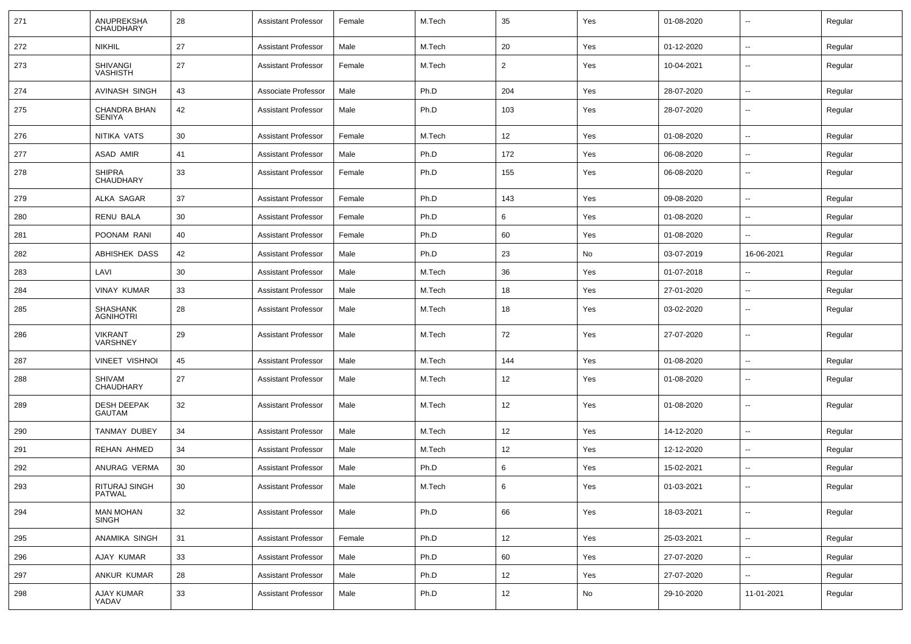| 271 | ANUPREKSHA CHAUDHARY | 28 | Assistant Professor | Female | M.Tech | 35 | Yes | 01-08-2020 | -- | Regular |
|---|---|---|---|---|---|---|---|---|---|---|
| 272 | NIKHIL | 27 | Assistant Professor | Male | M.Tech | 20 | Yes | 01-12-2020 | -- | Regular |
| 273 | SHIVANGI VASHISTH | 27 | Assistant Professor | Female | M.Tech | 2 | Yes | 10-04-2021 | -- | Regular |
| 274 | AVINASH SINGH | 43 | Associate Professor | Male | Ph.D | 204 | Yes | 28-07-2020 | -- | Regular |
| 275 | CHANDRA BHAN SENIYA | 42 | Assistant Professor | Male | Ph.D | 103 | Yes | 28-07-2020 | -- | Regular |
| 276 | NITIKA VATS | 30 | Assistant Professor | Female | M.Tech | 12 | Yes | 01-08-2020 | -- | Regular |
| 277 | ASAD AMIR | 41 | Assistant Professor | Male | Ph.D | 172 | Yes | 06-08-2020 | -- | Regular |
| 278 | SHIPRA CHAUDHARY | 33 | Assistant Professor | Female | Ph.D | 155 | Yes | 06-08-2020 | -- | Regular |
| 279 | ALKA SAGAR | 37 | Assistant Professor | Female | Ph.D | 143 | Yes | 09-08-2020 | -- | Regular |
| 280 | RENU BALA | 30 | Assistant Professor | Female | Ph.D | 6 | Yes | 01-08-2020 | -- | Regular |
| 281 | POONAM RANI | 40 | Assistant Professor | Female | Ph.D | 60 | Yes | 01-08-2020 | -- | Regular |
| 282 | ABHISHEK DASS | 42 | Assistant Professor | Male | Ph.D | 23 | No | 03-07-2019 | 16-06-2021 | Regular |
| 283 | LAVI | 30 | Assistant Professor | Male | M.Tech | 36 | Yes | 01-07-2018 | -- | Regular |
| 284 | VINAY KUMAR | 33 | Assistant Professor | Male | M.Tech | 18 | Yes | 27-01-2020 | -- | Regular |
| 285 | SHASHANK AGNIHOTRI | 28 | Assistant Professor | Male | M.Tech | 18 | Yes | 03-02-2020 | -- | Regular |
| 286 | VIKRANT VARSHNEY | 29 | Assistant Professor | Male | M.Tech | 72 | Yes | 27-07-2020 | -- | Regular |
| 287 | VINEET VISHNOI | 45 | Assistant Professor | Male | M.Tech | 144 | Yes | 01-08-2020 | -- | Regular |
| 288 | SHIVAM CHAUDHARY | 27 | Assistant Professor | Male | M.Tech | 12 | Yes | 01-08-2020 | -- | Regular |
| 289 | DESH DEEPAK GAUTAM | 32 | Assistant Professor | Male | M.Tech | 12 | Yes | 01-08-2020 | -- | Regular |
| 290 | TANMAY DUBEY | 34 | Assistant Professor | Male | M.Tech | 12 | Yes | 14-12-2020 | -- | Regular |
| 291 | REHAN AHMED | 34 | Assistant Professor | Male | M.Tech | 12 | Yes | 12-12-2020 | -- | Regular |
| 292 | ANURAG VERMA | 30 | Assistant Professor | Male | Ph.D | 6 | Yes | 15-02-2021 | -- | Regular |
| 293 | RITURAJ SINGH PATWAL | 30 | Assistant Professor | Male | M.Tech | 6 | Yes | 01-03-2021 | -- | Regular |
| 294 | MAN MOHAN SINGH | 32 | Assistant Professor | Male | Ph.D | 66 | Yes | 18-03-2021 | -- | Regular |
| 295 | ANAMIKA SINGH | 31 | Assistant Professor | Female | Ph.D | 12 | Yes | 25-03-2021 | -- | Regular |
| 296 | AJAY KUMAR | 33 | Assistant Professor | Male | Ph.D | 60 | Yes | 27-07-2020 | -- | Regular |
| 297 | ANKUR KUMAR | 28 | Assistant Professor | Male | Ph.D | 12 | Yes | 27-07-2020 | -- | Regular |
| 298 | AJAY KUMAR YADAV | 33 | Assistant Professor | Male | Ph.D | 12 | No | 29-10-2020 | 11-01-2021 | Regular |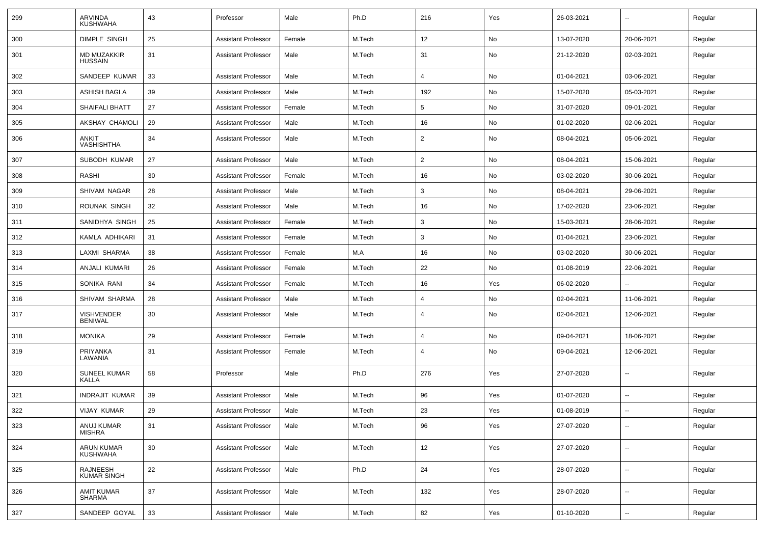| 299 | ARVINDA KUSHWAHA | 43 | Professor | Male | Ph.D | 216 | Yes | 26-03-2021 | -- | Regular |
|---|---|---|---|---|---|---|---|---|---|---|
| 300 | DIMPLE SINGH | 25 | Assistant Professor | Female | M.Tech | 12 | No | 13-07-2020 | 20-06-2021 | Regular |
| 301 | MD MUZAKKIR HUSSAIN | 31 | Assistant Professor | Male | M.Tech | 31 | No | 21-12-2020 | 02-03-2021 | Regular |
| 302 | SANDEEP KUMAR | 33 | Assistant Professor | Male | M.Tech | 4 | No | 01-04-2021 | 03-06-2021 | Regular |
| 303 | ASHISH BAGLA | 39 | Assistant Professor | Male | M.Tech | 192 | No | 15-07-2020 | 05-03-2021 | Regular |
| 304 | SHAIFALI BHATT | 27 | Assistant Professor | Female | M.Tech | 5 | No | 31-07-2020 | 09-01-2021 | Regular |
| 305 | AKSHAY CHAMOLI | 29 | Assistant Professor | Male | M.Tech | 16 | No | 01-02-2020 | 02-06-2021 | Regular |
| 306 | ANKIT VASHISHTHA | 34 | Assistant Professor | Male | M.Tech | 2 | No | 08-04-2021 | 05-06-2021 | Regular |
| 307 | SUBODH KUMAR | 27 | Assistant Professor | Male | M.Tech | 2 | No | 08-04-2021 | 15-06-2021 | Regular |
| 308 | RASHI | 30 | Assistant Professor | Female | M.Tech | 16 | No | 03-02-2020 | 30-06-2021 | Regular |
| 309 | SHIVAM NAGAR | 28 | Assistant Professor | Male | M.Tech | 3 | No | 08-04-2021 | 29-06-2021 | Regular |
| 310 | ROUNAK SINGH | 32 | Assistant Professor | Male | M.Tech | 16 | No | 17-02-2020 | 23-06-2021 | Regular |
| 311 | SANIDHYA SINGH | 25 | Assistant Professor | Female | M.Tech | 3 | No | 15-03-2021 | 28-06-2021 | Regular |
| 312 | KAMLA ADHIKARI | 31 | Assistant Professor | Female | M.Tech | 3 | No | 01-04-2021 | 23-06-2021 | Regular |
| 313 | LAXMI SHARMA | 38 | Assistant Professor | Female | M.A | 16 | No | 03-02-2020 | 30-06-2021 | Regular |
| 314 | ANJALI KUMARI | 26 | Assistant Professor | Female | M.Tech | 22 | No | 01-08-2019 | 22-06-2021 | Regular |
| 315 | SONIKA RANI | 34 | Assistant Professor | Female | M.Tech | 16 | Yes | 06-02-2020 | -- | Regular |
| 316 | SHIVAM SHARMA | 28 | Assistant Professor | Male | M.Tech | 4 | No | 02-04-2021 | 11-06-2021 | Regular |
| 317 | VISHVENDER BENIWAL | 30 | Assistant Professor | Male | M.Tech | 4 | No | 02-04-2021 | 12-06-2021 | Regular |
| 318 | MONIKA | 29 | Assistant Professor | Female | M.Tech | 4 | No | 09-04-2021 | 18-06-2021 | Regular |
| 319 | PRIYANKA LAWANIA | 31 | Assistant Professor | Female | M.Tech | 4 | No | 09-04-2021 | 12-06-2021 | Regular |
| 320 | SUNEEL KUMAR KALLA | 58 | Professor | Male | Ph.D | 276 | Yes | 27-07-2020 | -- | Regular |
| 321 | INDRAJIT KUMAR | 39 | Assistant Professor | Male | M.Tech | 96 | Yes | 01-07-2020 | -- | Regular |
| 322 | VIJAY KUMAR | 29 | Assistant Professor | Male | M.Tech | 23 | Yes | 01-08-2019 | -- | Regular |
| 323 | ANUJ KUMAR MISHRA | 31 | Assistant Professor | Male | M.Tech | 96 | Yes | 27-07-2020 | -- | Regular |
| 324 | ARUN KUMAR KUSHWAHA | 30 | Assistant Professor | Male | M.Tech | 12 | Yes | 27-07-2020 | -- | Regular |
| 325 | RAJNEESH KUMAR SINGH | 22 | Assistant Professor | Male | Ph.D | 24 | Yes | 28-07-2020 | -- | Regular |
| 326 | AMIT KUMAR SHARMA | 37 | Assistant Professor | Male | M.Tech | 132 | Yes | 28-07-2020 | -- | Regular |
| 327 | SANDEEP GOYAL | 33 | Assistant Professor | Male | M.Tech | 82 | Yes | 01-10-2020 | -- | Regular |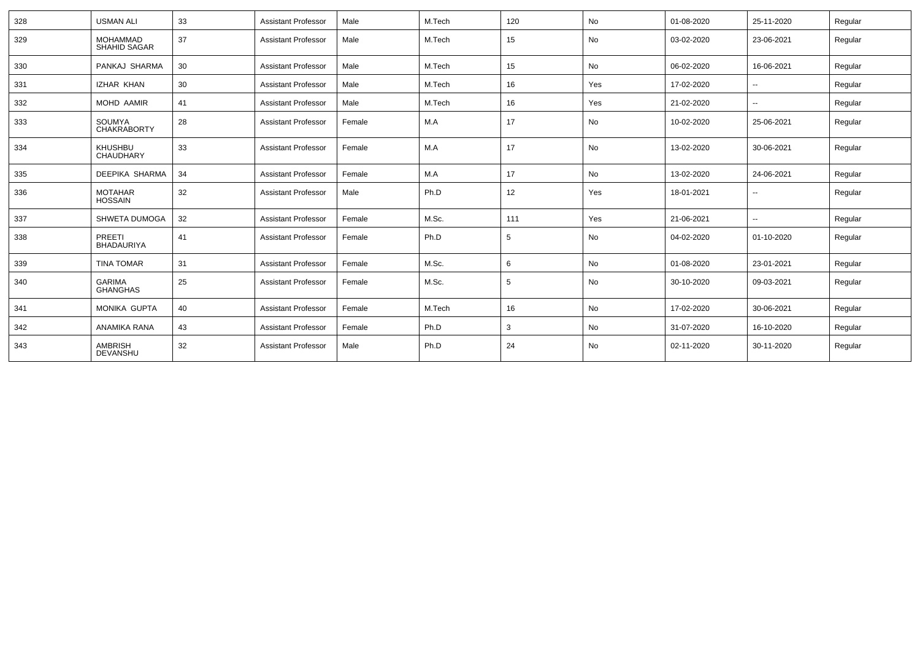| | | | | | | | | | | |
|---|---|---|---|---|---|---|---|---|---|---|
| 328 | USMAN ALI | 33 | Assistant Professor | Male | M.Tech | 120 | No | 01-08-2020 | 25-11-2020 | Regular |
| 329 | MOHAMMAD SHAHID SAGAR | 37 | Assistant Professor | Male | M.Tech | 15 | No | 03-02-2020 | 23-06-2021 | Regular |
| 330 | PANKAJ SHARMA | 30 | Assistant Professor | Male | M.Tech | 15 | No | 06-02-2020 | 16-06-2021 | Regular |
| 331 | IZHAR KHAN | 30 | Assistant Professor | Male | M.Tech | 16 | Yes | 17-02-2020 | -- | Regular |
| 332 | MOHD AAMIR | 41 | Assistant Professor | Male | M.Tech | 16 | Yes | 21-02-2020 | -- | Regular |
| 333 | SOUMYA CHAKRABORTY | 28 | Assistant Professor | Female | M.A | 17 | No | 10-02-2020 | 25-06-2021 | Regular |
| 334 | KHUSHBU CHAUDHARY | 33 | Assistant Professor | Female | M.A | 17 | No | 13-02-2020 | 30-06-2021 | Regular |
| 335 | DEEPIKA SHARMA | 34 | Assistant Professor | Female | M.A | 17 | No | 13-02-2020 | 24-06-2021 | Regular |
| 336 | MOTAHAR HOSSAIN | 32 | Assistant Professor | Male | Ph.D | 12 | Yes | 18-01-2021 | -- | Regular |
| 337 | SHWETA DUMOGA | 32 | Assistant Professor | Female | M.Sc. | 111 | Yes | 21-06-2021 | -- | Regular |
| 338 | PREETI BHADAURIYA | 41 | Assistant Professor | Female | Ph.D | 5 | No | 04-02-2020 | 01-10-2020 | Regular |
| 339 | TINA TOMAR | 31 | Assistant Professor | Female | M.Sc. | 6 | No | 01-08-2020 | 23-01-2021 | Regular |
| 340 | GARIMA GHANGHAS | 25 | Assistant Professor | Female | M.Sc. | 5 | No | 30-10-2020 | 09-03-2021 | Regular |
| 341 | MONIKA GUPTA | 40 | Assistant Professor | Female | M.Tech | 16 | No | 17-02-2020 | 30-06-2021 | Regular |
| 342 | ANAMIKA RANA | 43 | Assistant Professor | Female | Ph.D | 3 | No | 31-07-2020 | 16-10-2020 | Regular |
| 343 | AMBRISH DEVANSHU | 32 | Assistant Professor | Male | Ph.D | 24 | No | 02-11-2020 | 30-11-2020 | Regular |